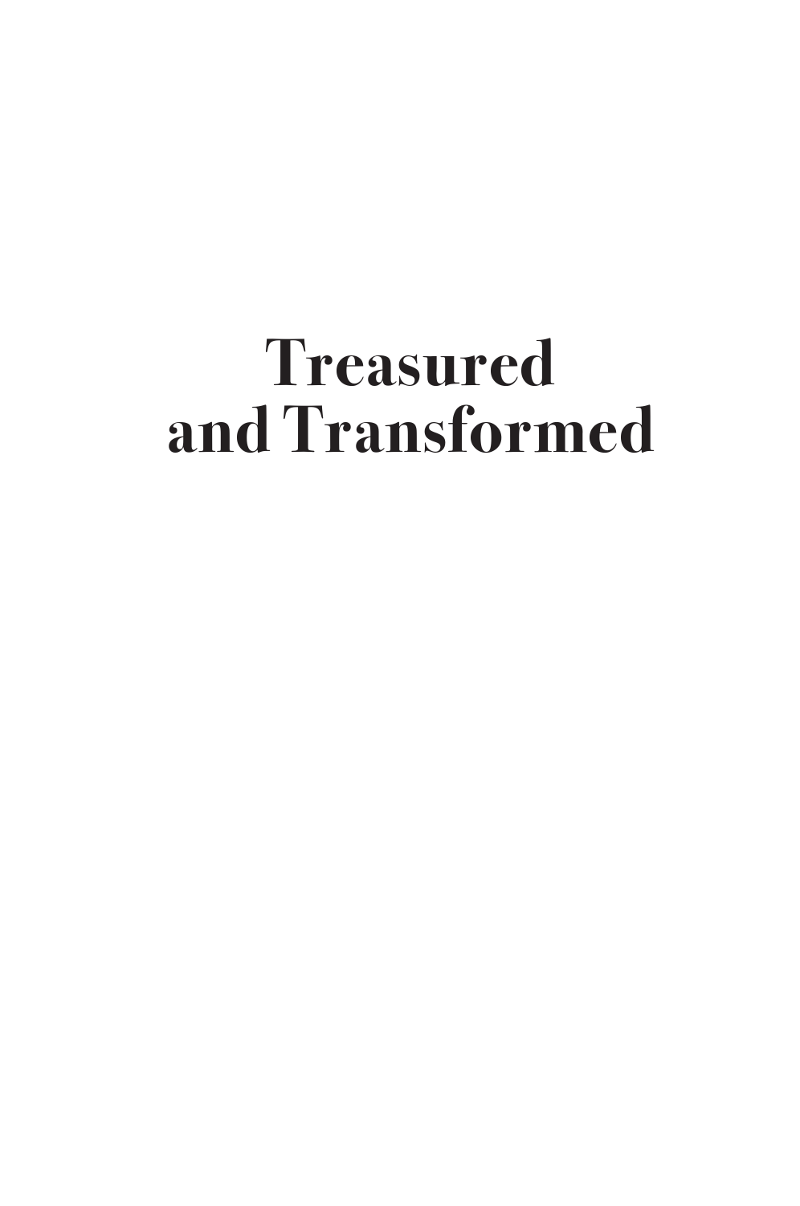# Treasured and Transformed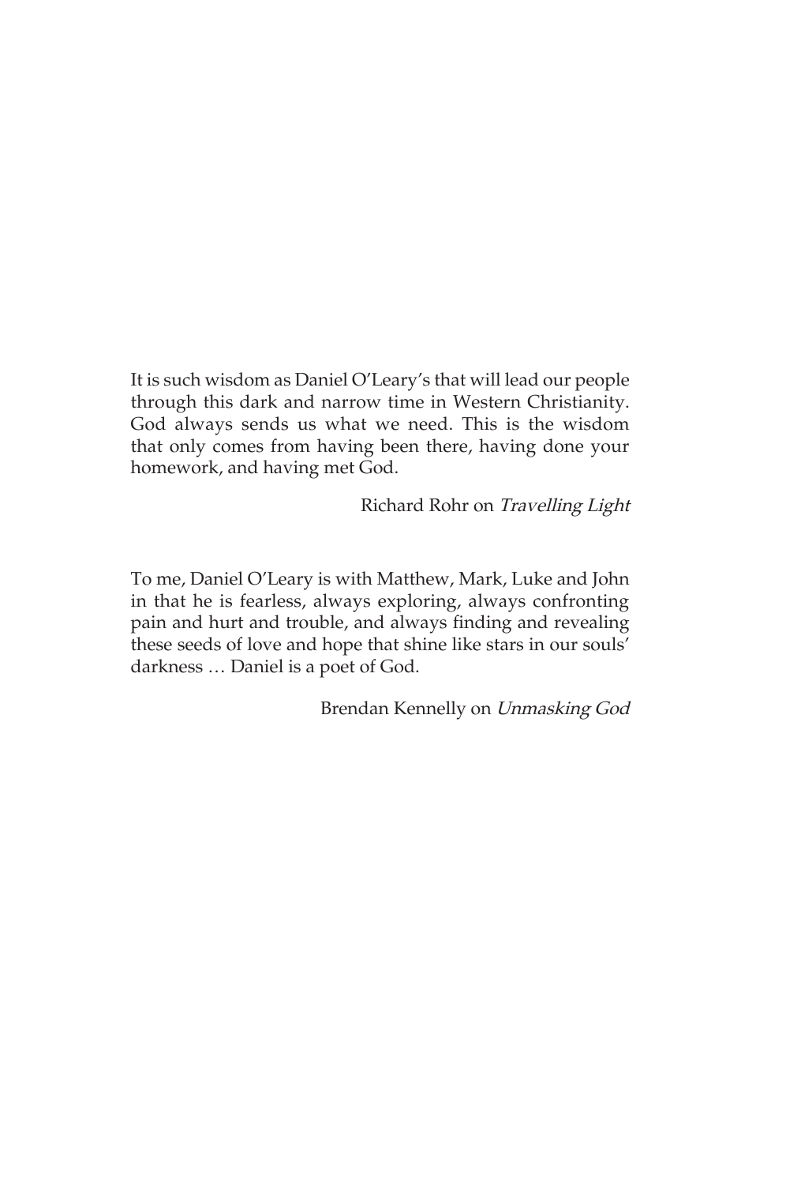It is such wisdom as Daniel O'Leary's that will lead our people through this dark and narrow time in Western Christianity. God always sends us what we need. This is the wisdom that only comes from having been there, having done your homework, and having met God.

Richard Rohr on *Travelling Light*

To me, Daniel O'Leary is with Matthew, Mark, Luke and John in that he is fearless, always exploring, always confronting pain and hurt and trouble, and always finding and revealing these seeds of love and hope that shine like stars in our souls' darkness … Daniel is a poet of God.

Brendan Kennelly on *Unmasking God*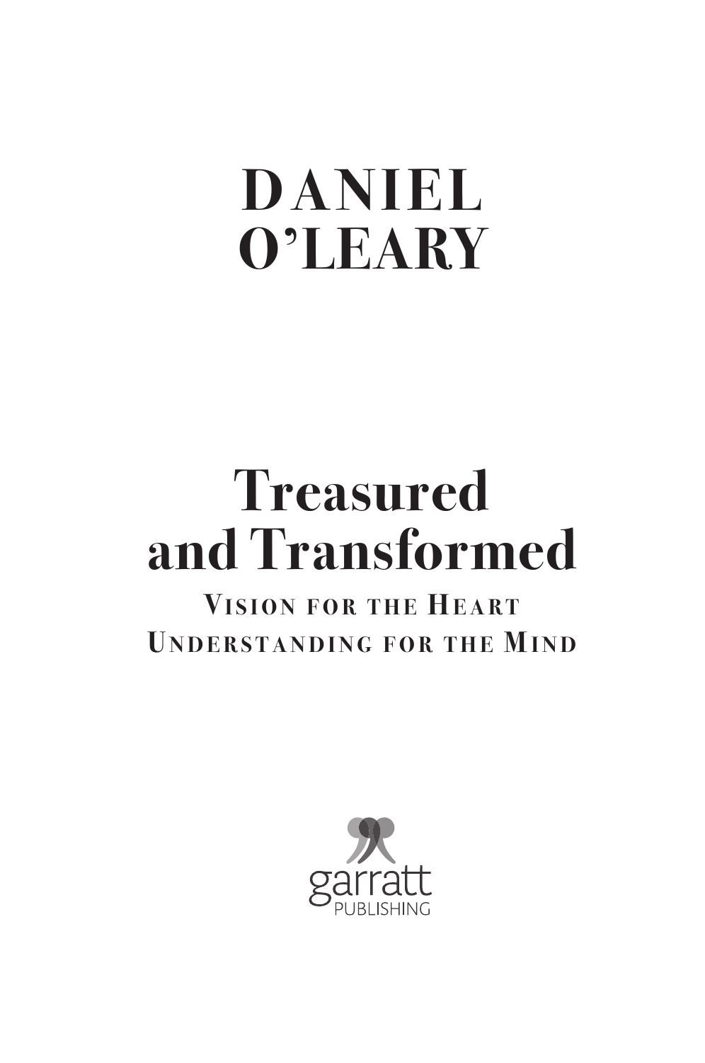# DANIEL O'LEARY

# Treasured and Transformed

## Vision for the Heart
## Understanding for the Mind

garratt
PUBLISHING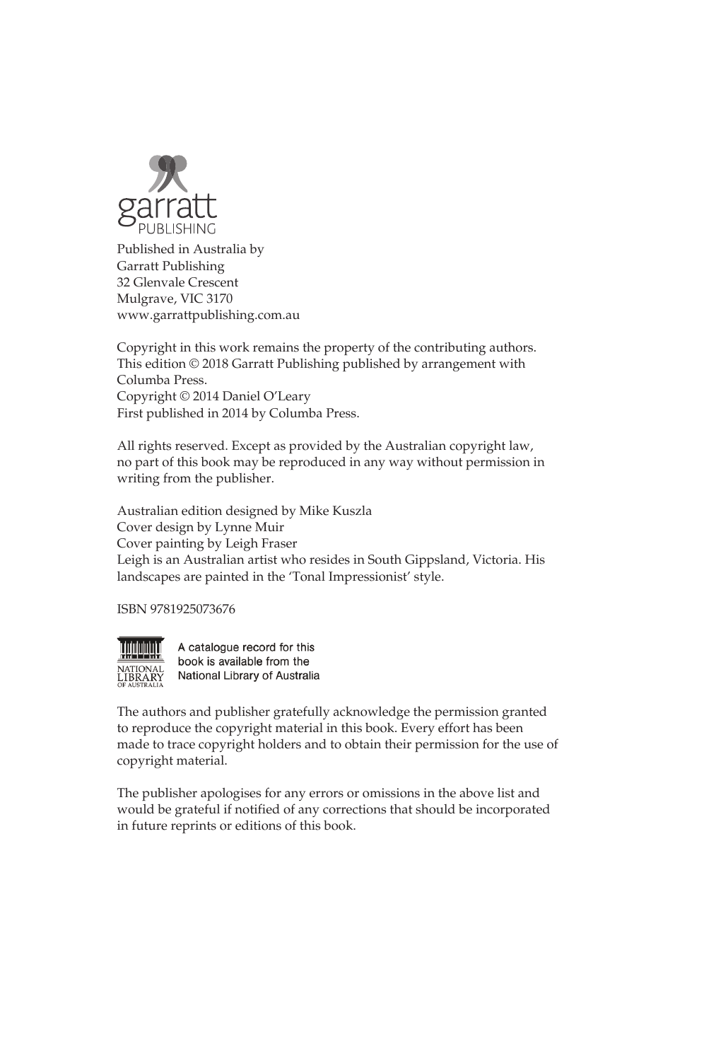garratt
PUBLISHING

Published in Australia by
Garratt Publishing
32 Glenvale Crescent
Mulgrave, VIC 3170
www.garrattpublishing.com.au

Copyright in this work remains the property of the contributing authors.
This edition © 2018 Garratt Publishing published by arrangement with Columba Press.
Copyright © 2014 Daniel O'Leary
First published in 2014 by Columba Press.

All rights reserved. Except as provided by the Australian copyright law, no part of this book may be reproduced in any way without permission in writing from the publisher.

Australian edition designed by Mike Kuszla
Cover design by Lynne Muir
Cover painting by Leigh Fraser
Leigh is an Australian artist who resides in South Gippsland, Victoria. His landscapes are painted in the 'Tonal Impressionist' style.

ISBN 9781925073676

NATIONAL LIBRARY OF AUSTRALIA

A catalogue record for this book is available from the National Library of Australia

The authors and publisher gratefully acknowledge the permission granted to reproduce the copyright material in this book. Every effort has been made to trace copyright holders and to obtain their permission for the use of copyright material.

The publisher apologises for any errors or omissions in the above list and would be grateful if notified of any corrections that should be incorporated in future reprints or editions of this book.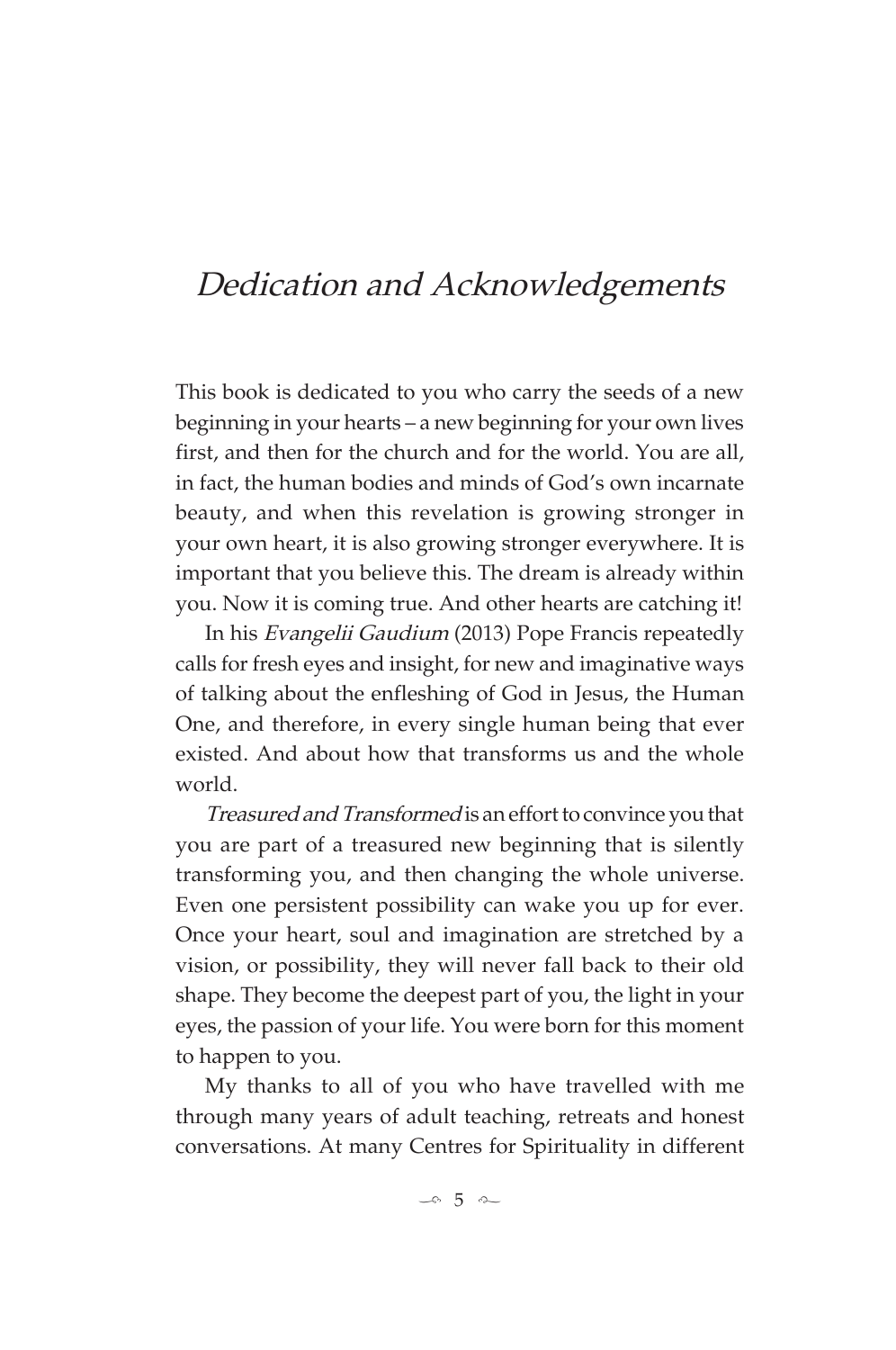# *Dedication and Acknowledgements*

This book is dedicated to you who carry the seeds of a new beginning in your hearts – a new beginning for your own lives first, and then for the church and for the world. You are all, in fact, the human bodies and minds of God's own incarnate beauty, and when this revelation is growing stronger in your own heart, it is also growing stronger everywhere. It is important that you believe this. The dream is already within you. Now it is coming true. And other hearts are catching it!

In his *Evangelii Gaudium* (2013) Pope Francis repeatedly calls for fresh eyes and insight, for new and imaginative ways of talking about the enfleshing of God in Jesus, the Human One, and therefore, in every single human being that ever existed. And about how that transforms us and the whole world.

*Treasured and Transformed* is an effort to convince you that you are part of a treasured new beginning that is silently transforming you, and then changing the whole universe. Even one persistent possibility can wake you up for ever. Once your heart, soul and imagination are stretched by a vision, or possibility, they will never fall back to their old shape. They become the deepest part of you, the light in your eyes, the passion of your life. You were born for this moment to happen to you.

My thanks to all of you who have travelled with me through many years of adult teaching, retreats and honest conversations. At many Centres for Spirituality in different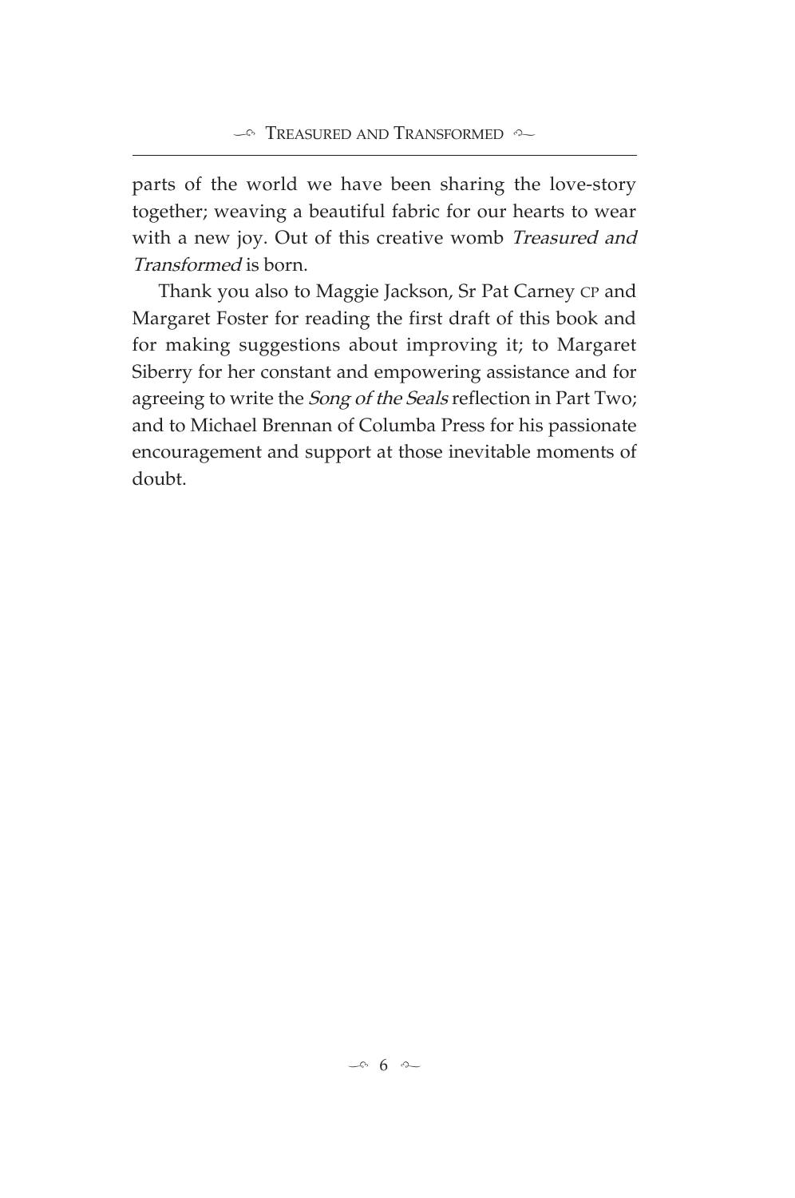parts of the world we have been sharing the love-story together; weaving a beautiful fabric for our hearts to wear with a new joy. Out of this creative womb *Treasured and Transformed* is born.

Thank you also to Maggie Jackson, Sr Pat Carney CP and Margaret Foster for reading the first draft of this book and for making suggestions about improving it; to Margaret Siberry for her constant and empowering assistance and for agreeing to write the *Song of the Seals* reflection in Part Two; and to Michael Brennan of Columba Press for his passionate encouragement and support at those inevitable moments of doubt.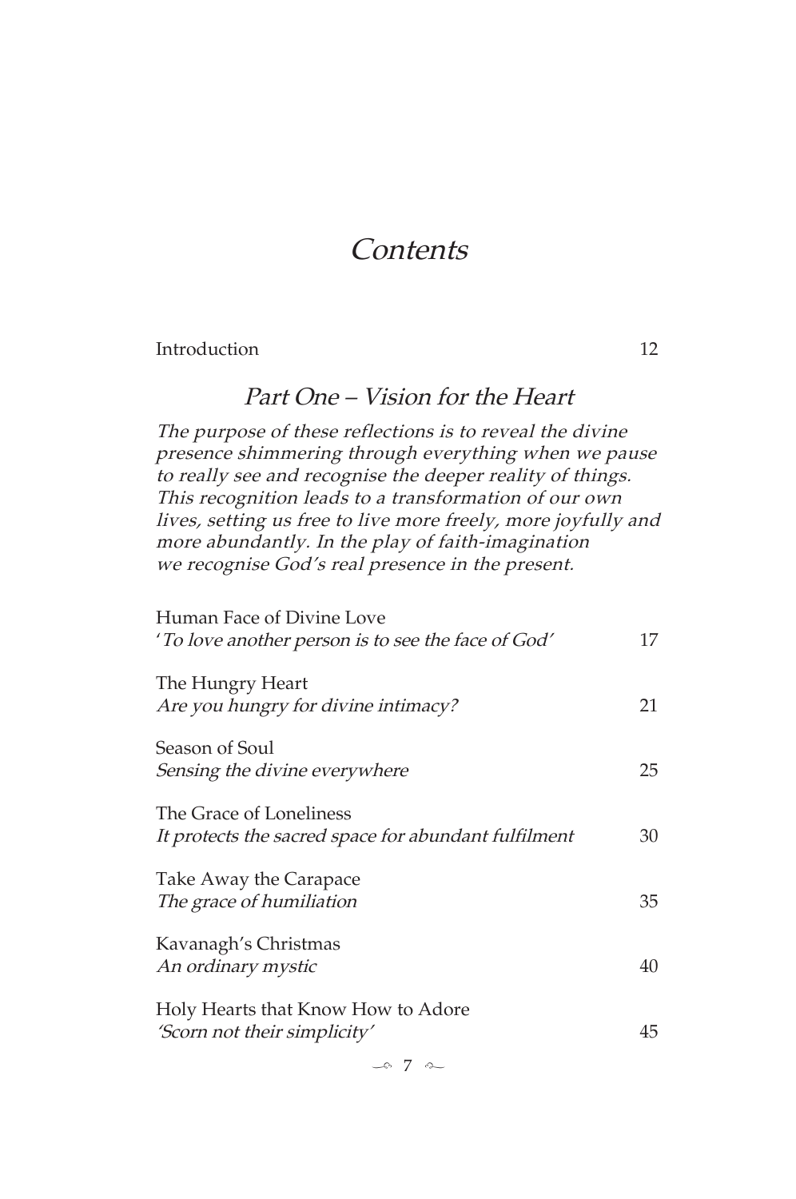# *Contents*

Introduction 12

## *Part One – Vision for the Heart*

*The purpose of these reflections is to reveal the divine presence shimmering through everything when we pause to really see and recognise the deeper reality of things. This recognition leads to a transformation of our own lives, setting us free to live more freely, more joyfully and more abundantly. In the play of faith-imagination we recognise God's real presence in the present.*

Human Face of Divine Love
*'To love another person is to see the face of God'* 17

The Hungry Heart
*Are you hungry for divine intimacy?* 21

Season of Soul
*Sensing the divine everywhere* 25

The Grace of Loneliness
*It protects the sacred space for abundant fulfilment* 30

Take Away the Carapace
*The grace of humiliation* 35

Kavanagh's Christmas
*An ordinary mystic* 40

Holy Hearts that Know How to Adore
*'Scorn not their simplicity'* 45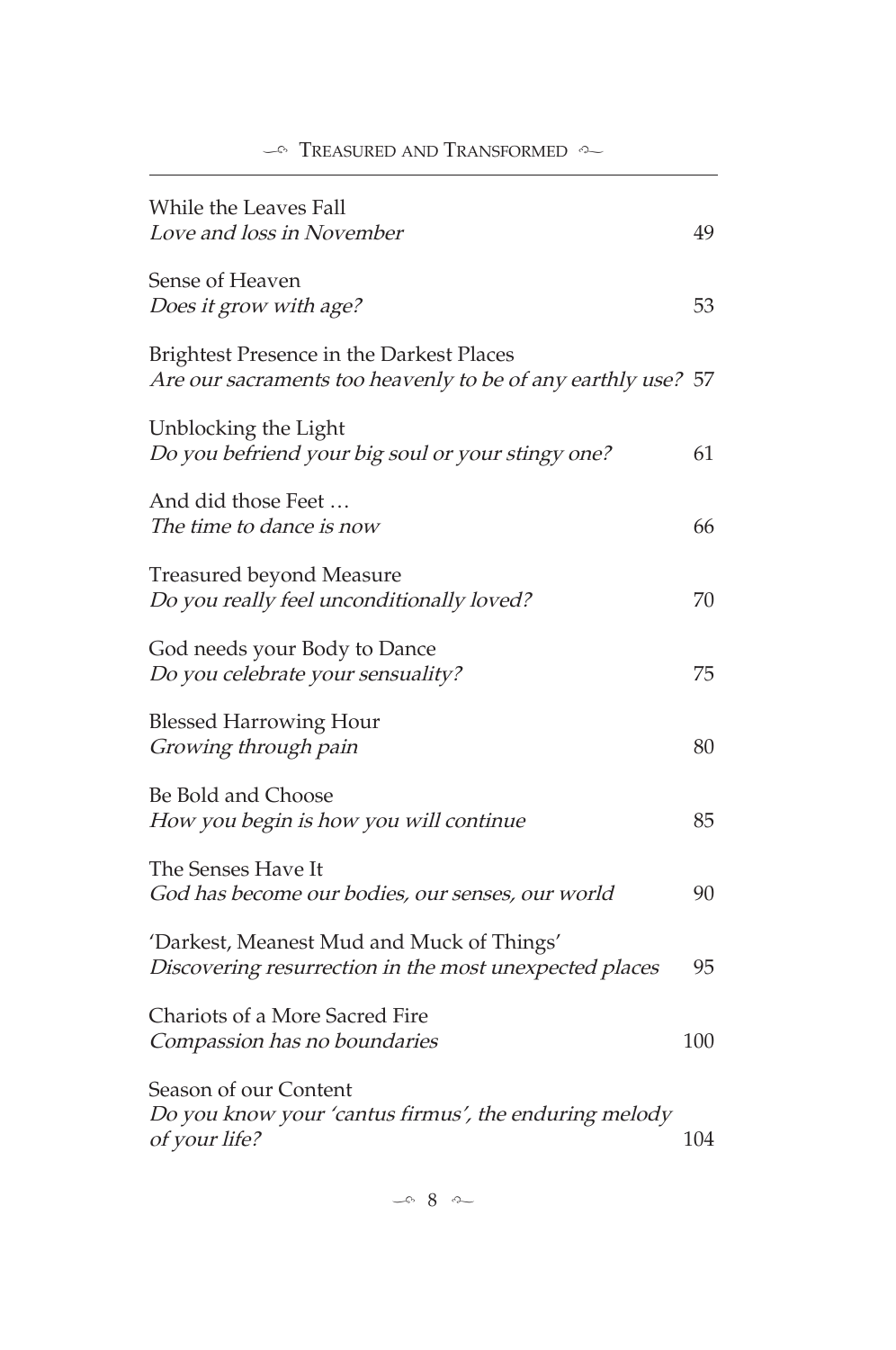While the Leaves Fall
*Love and loss in November* 49

Sense of Heaven
*Does it grow with age?* 53

Brightest Presence in the Darkest Places
*Are our sacraments too heavenly to be of any earthly use?* 57

Unblocking the Light
*Do you befriend your big soul or your stingy one?* 61

And did those Feet …
*The time to dance is now* 66

Treasured beyond Measure
*Do you really feel unconditionally loved?* 70

God needs your Body to Dance
*Do you celebrate your sensuality?* 75

Blessed Harrowing Hour
*Growing through pain* 80

Be Bold and Choose
*How you begin is how you will continue* 85

The Senses Have It
*God has become our bodies, our senses, our world* 90

'Darkest, Meanest Mud and Muck of Things'
*Discovering resurrection in the most unexpected places* 95

Chariots of a More Sacred Fire
*Compassion has no boundaries* 100

Season of our Content
*Do you know your 'cantus firmus', the enduring melody of your life?* 104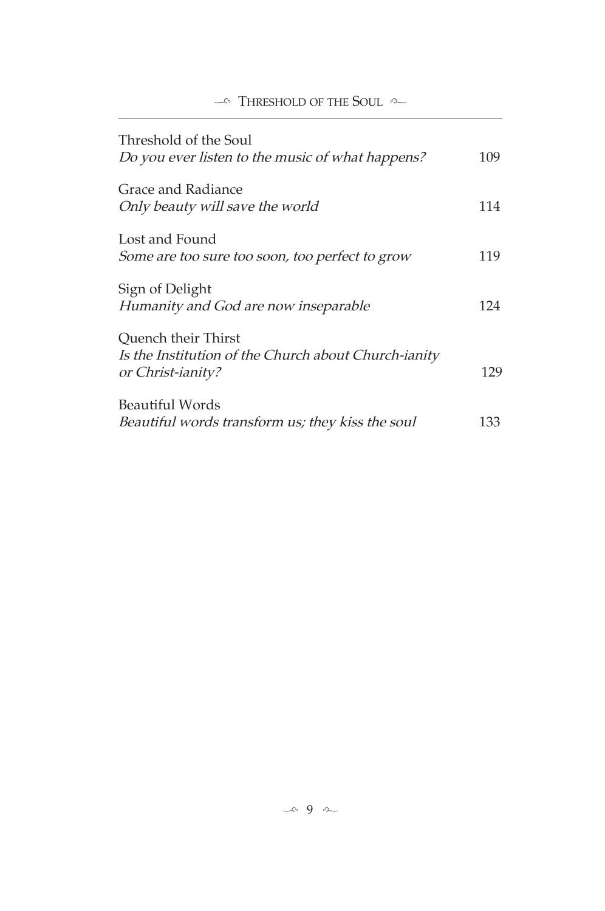Threshold of the Soul
*Do you ever listen to the music of what happens?* 109

Grace and Radiance
*Only beauty will save the world* 114

Lost and Found
*Some are too sure too soon, too perfect to grow* 119

Sign of Delight
*Humanity and God are now inseparable* 124

Quench their Thirst
*Is the Institution of the Church about Church-ianity or Christ-ianity?* 129

Beautiful Words
*Beautiful words transform us; they kiss the soul* 133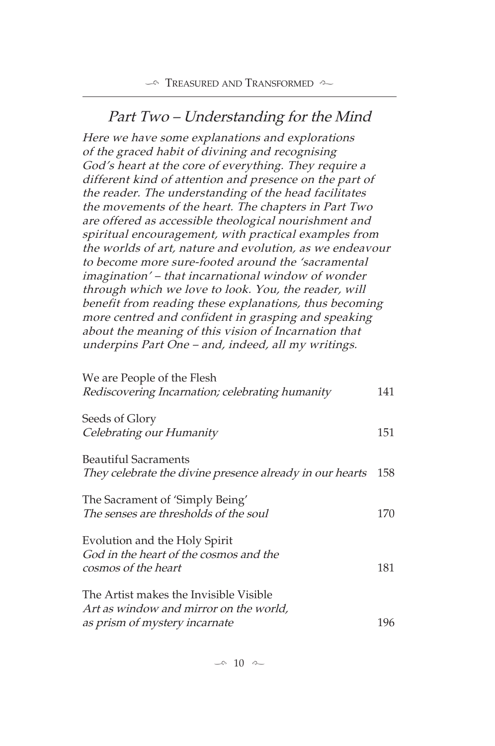## *Part Two – Understanding for the Mind*

*Here we have some explanations and explorations of the graced habit of divining and recognising God's heart at the core of everything. They require a different kind of attention and presence on the part of the reader. The understanding of the head facilitates the movements of the heart. The chapters in Part Two are offered as accessible theological nourishment and spiritual encouragement, with practical examples from the worlds of art, nature and evolution, as we endeavour to become more sure-footed around the 'sacramental imagination' – that incarnational window of wonder through which we love to look. You, the reader, will benefit from reading these explanations, thus becoming more centred and confident in grasping and speaking about the meaning of this vision of Incarnation that underpins Part One – and, indeed, all my writings.*

| | |
|---|---|
| We are People of the Flesh<br>*Rediscovering Incarnation; celebrating humanity* | 141 |
| Seeds of Glory<br>*Celebrating our Humanity* | 151 |
| Beautiful Sacraments<br>*They celebrate the divine presence already in our hearts* | 158 |
| The Sacrament of 'Simply Being'<br>*The senses are thresholds of the soul* | 170 |
| Evolution and the Holy Spirit<br>*God in the heart of the cosmos and the cosmos of the heart* | 181 |
| The Artist makes the Invisible Visible<br>*Art as window and mirror on the world, as prism of mystery incarnate* | 196 |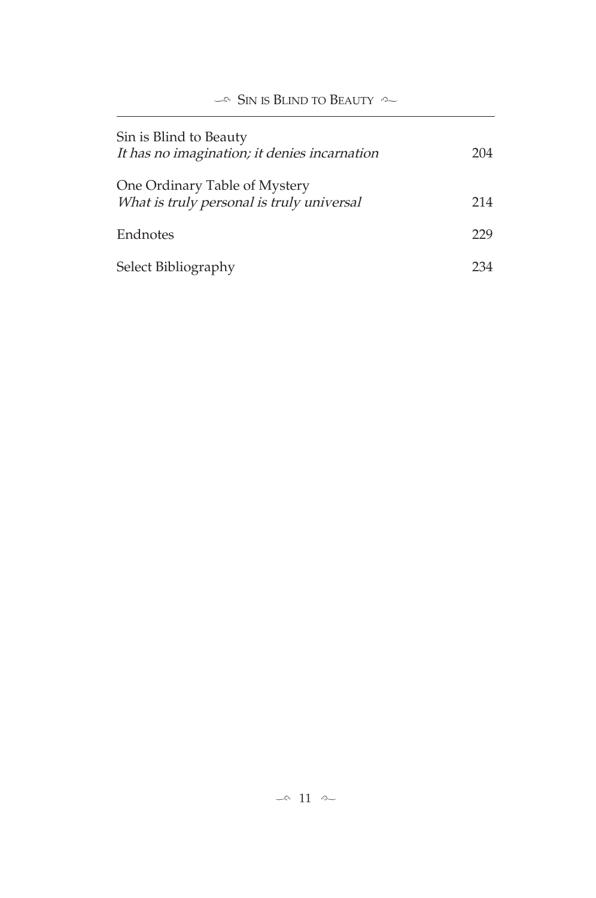Sin is Blind to Beauty
*It has no imagination; it denies incarnation* 204

One Ordinary Table of Mystery
*What is truly personal is truly universal* 214

Endnotes 229

Select Bibliography 234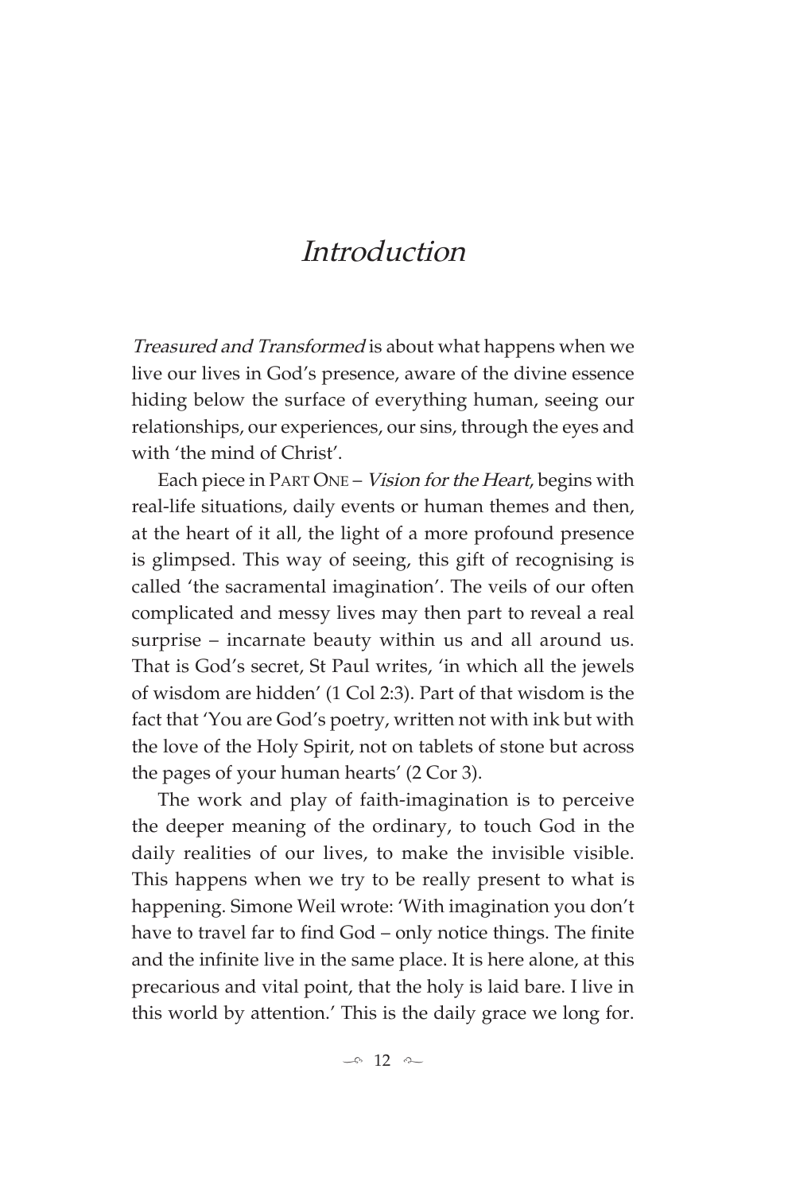# *Introduction*

*Treasured and Transformed* is about what happens when we live our lives in God's presence, aware of the divine essence hiding below the surface of everything human, seeing our relationships, our experiences, our sins, through the eyes and with 'the mind of Christ'.

Each piece in PART ONE – *Vision for the Heart*, begins with real-life situations, daily events or human themes and then, at the heart of it all, the light of a more profound presence is glimpsed. This way of seeing, this gift of recognising is called 'the sacramental imagination'. The veils of our often complicated and messy lives may then part to reveal a real surprise – incarnate beauty within us and all around us. That is God's secret, St Paul writes, 'in which all the jewels of wisdom are hidden' (1 Col 2:3). Part of that wisdom is the fact that 'You are God's poetry, written not with ink but with the love of the Holy Spirit, not on tablets of stone but across the pages of your human hearts' (2 Cor 3).

The work and play of faith-imagination is to perceive the deeper meaning of the ordinary, to touch God in the daily realities of our lives, to make the invisible visible. This happens when we try to be really present to what is happening. Simone Weil wrote: 'With imagination you don't have to travel far to find God – only notice things. The finite and the infinite live in the same place. It is here alone, at this precarious and vital point, that the holy is laid bare. I live in this world by attention.' This is the daily grace we long for.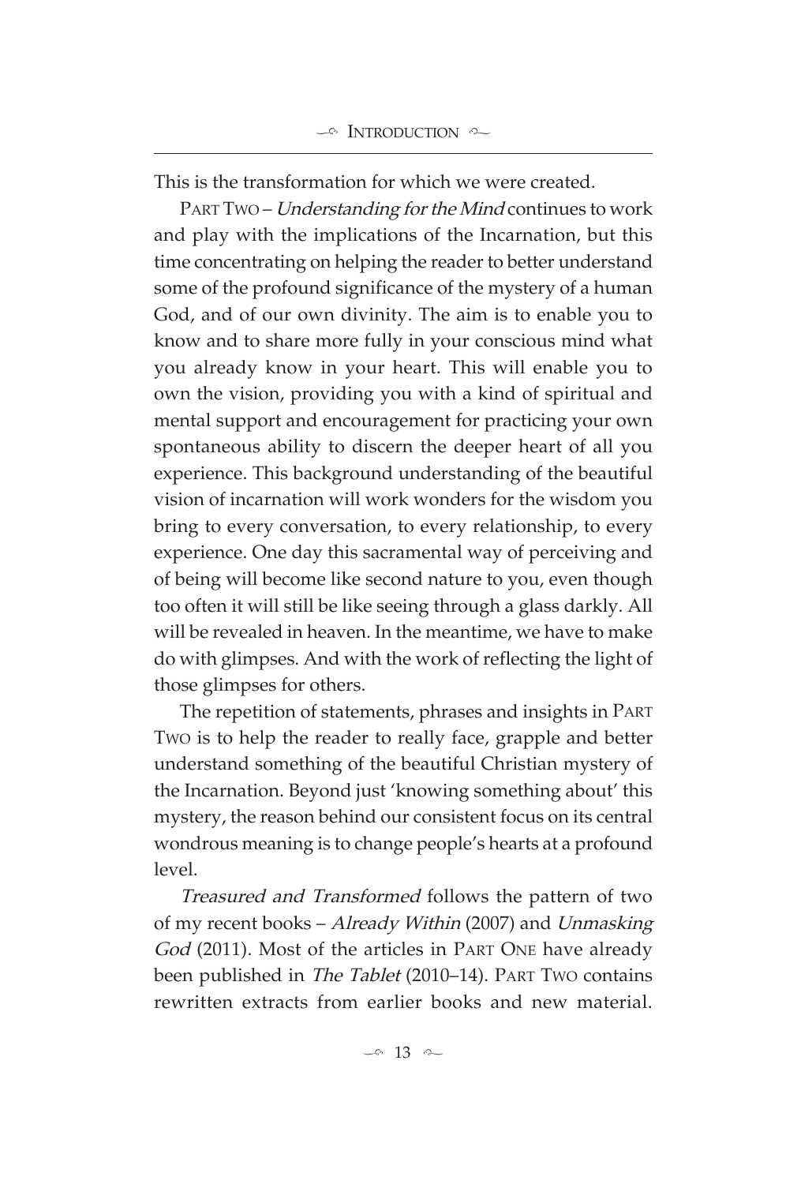This is the transformation for which we were created.

PART TWO – *Understanding for the Mind* continues to work and play with the implications of the Incarnation, but this time concentrating on helping the reader to better understand some of the profound significance of the mystery of a human God, and of our own divinity. The aim is to enable you to know and to share more fully in your conscious mind what you already know in your heart. This will enable you to own the vision, providing you with a kind of spiritual and mental support and encouragement for practicing your own spontaneous ability to discern the deeper heart of all you experience. This background understanding of the beautiful vision of incarnation will work wonders for the wisdom you bring to every conversation, to every relationship, to every experience. One day this sacramental way of perceiving and of being will become like second nature to you, even though too often it will still be like seeing through a glass darkly. All will be revealed in heaven. In the meantime, we have to make do with glimpses. And with the work of reflecting the light of those glimpses for others.

The repetition of statements, phrases and insights in PART TWO is to help the reader to really face, grapple and better understand something of the beautiful Christian mystery of the Incarnation. Beyond just 'knowing something about' this mystery, the reason behind our consistent focus on its central wondrous meaning is to change people's hearts at a profound level.

*Treasured and Transformed* follows the pattern of two of my recent books – *Already Within* (2007) and *Unmasking God* (2011). Most of the articles in PART ONE have already been published in *The Tablet* (2010–14). PART TWO contains rewritten extracts from earlier books and new material.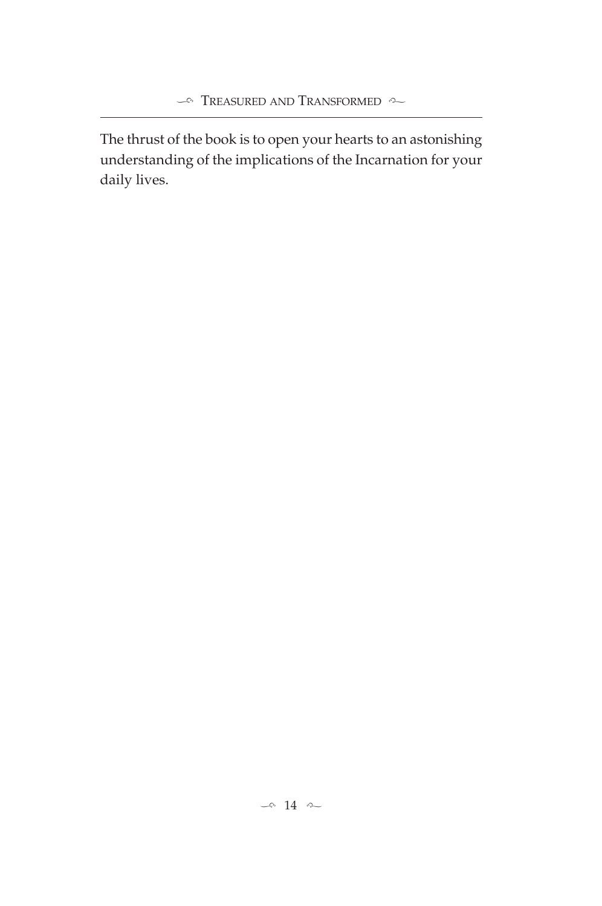The thrust of the book is to open your hearts to an astonishing understanding of the implications of the Incarnation for your daily lives.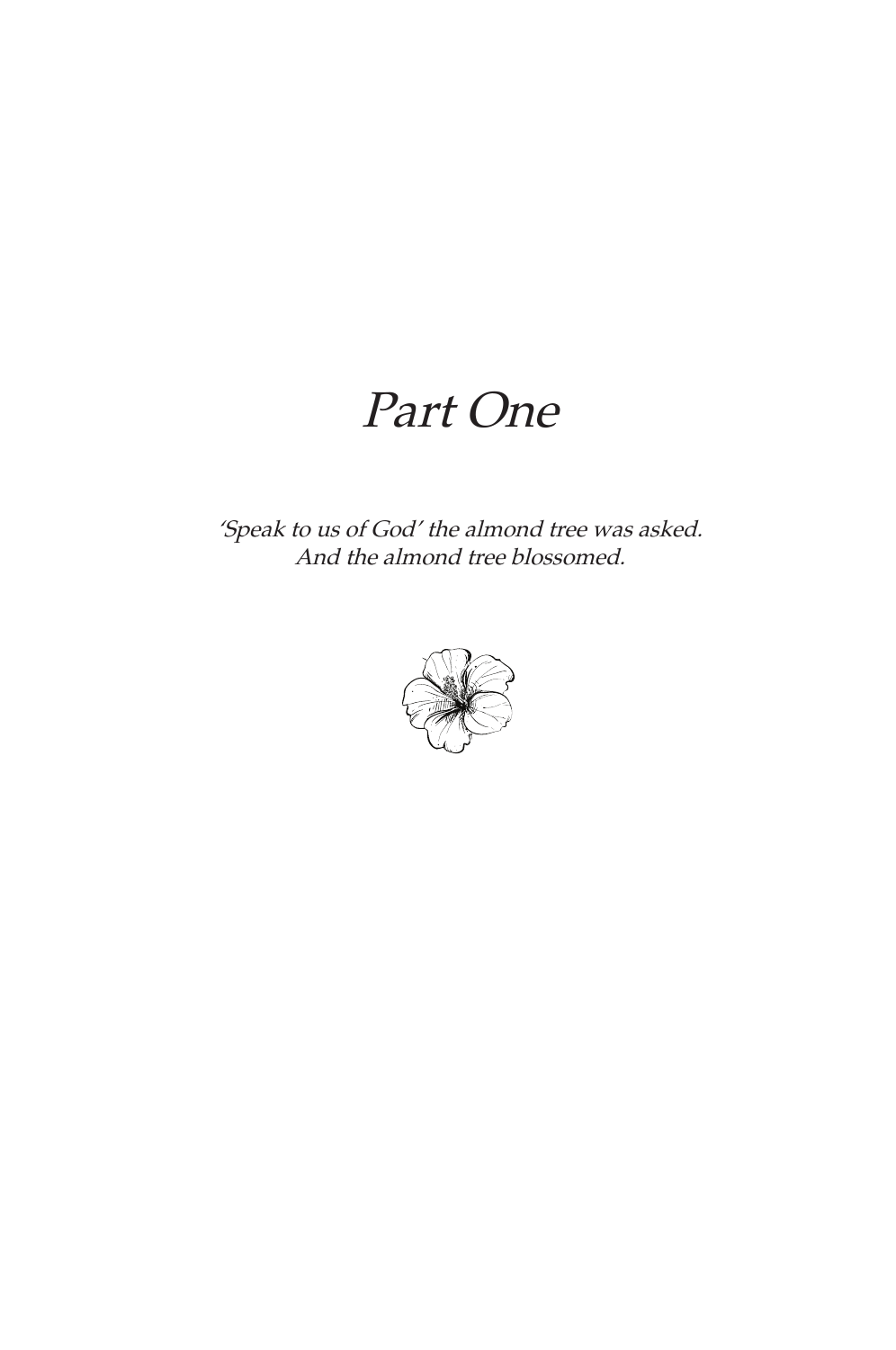# *Part One*

*'Speak to us of God' the almond tree was asked.*
*And the almond tree blossomed.*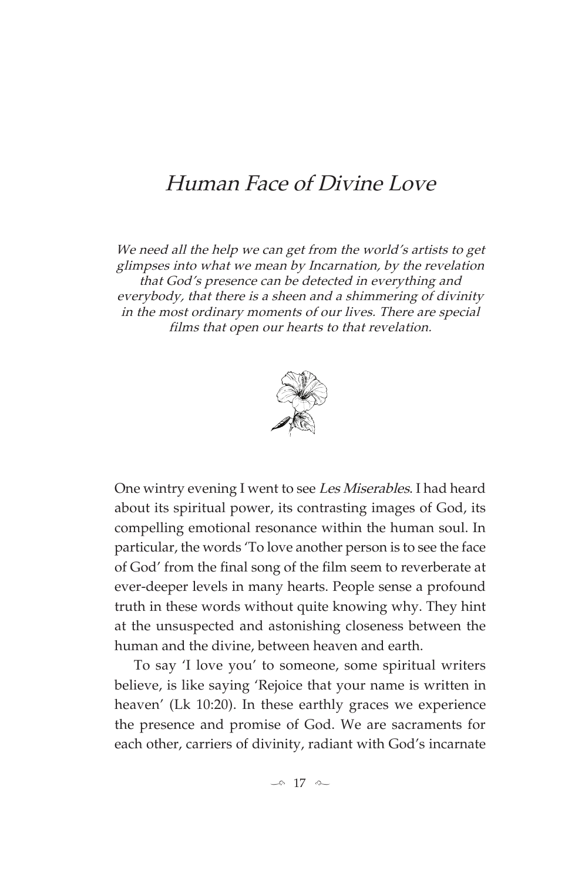# *Human Face of Divine Love*

*We need all the help we can get from the world's artists to get glimpses into what we mean by Incarnation, by the revelation that God's presence can be detected in everything and everybody, that there is a sheen and a shimmering of divinity in the most ordinary moments of our lives. There are special films that open our hearts to that revelation.*

One wintry evening I went to see *Les Miserables*. I had heard about its spiritual power, its contrasting images of God, its compelling emotional resonance within the human soul. In particular, the words 'To love another person is to see the face of God' from the final song of the film seem to reverberate at ever-deeper levels in many hearts. People sense a profound truth in these words without quite knowing why. They hint at the unsuspected and astonishing closeness between the human and the divine, between heaven and earth.

To say 'I love you' to someone, some spiritual writers believe, is like saying 'Rejoice that your name is written in heaven' (Lk 10:20). In these earthly graces we experience the presence and promise of God. We are sacraments for each other, carriers of divinity, radiant with God's incarnate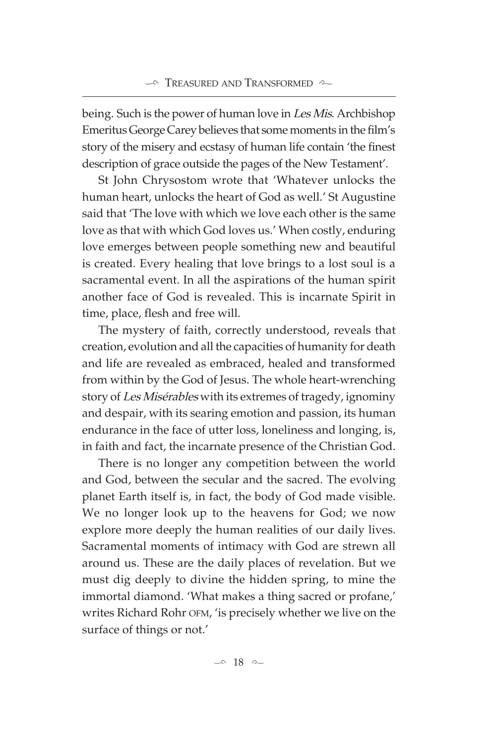being. Such is the power of human love in *Les Mis*. Archbishop Emeritus George Carey believes that some moments in the film's story of the misery and ecstasy of human life contain 'the finest description of grace outside the pages of the New Testament'.

St John Chrysostom wrote that 'Whatever unlocks the human heart, unlocks the heart of God as well.' St Augustine said that 'The love with which we love each other is the same love as that with which God loves us.' When costly, enduring love emerges between people something new and beautiful is created. Every healing that love brings to a lost soul is a sacramental event. In all the aspirations of the human spirit another face of God is revealed. This is incarnate Spirit in time, place, flesh and free will.

The mystery of faith, correctly understood, reveals that creation, evolution and all the capacities of humanity for death and life are revealed as embraced, healed and transformed from within by the God of Jesus. The whole heart-wrenching story of *Les Misérables* with its extremes of tragedy, ignominy and despair, with its searing emotion and passion, its human endurance in the face of utter loss, loneliness and longing, is, in faith and fact, the incarnate presence of the Christian God.

There is no longer any competition between the world and God, between the secular and the sacred. The evolving planet Earth itself is, in fact, the body of God made visible. We no longer look up to the heavens for God; we now explore more deeply the human realities of our daily lives. Sacramental moments of intimacy with God are strewn all around us. These are the daily places of revelation. But we must dig deeply to divine the hidden spring, to mine the immortal diamond. 'What makes a thing sacred or profane,' writes Richard Rohr OFM, 'is precisely whether we live on the surface of things or not.'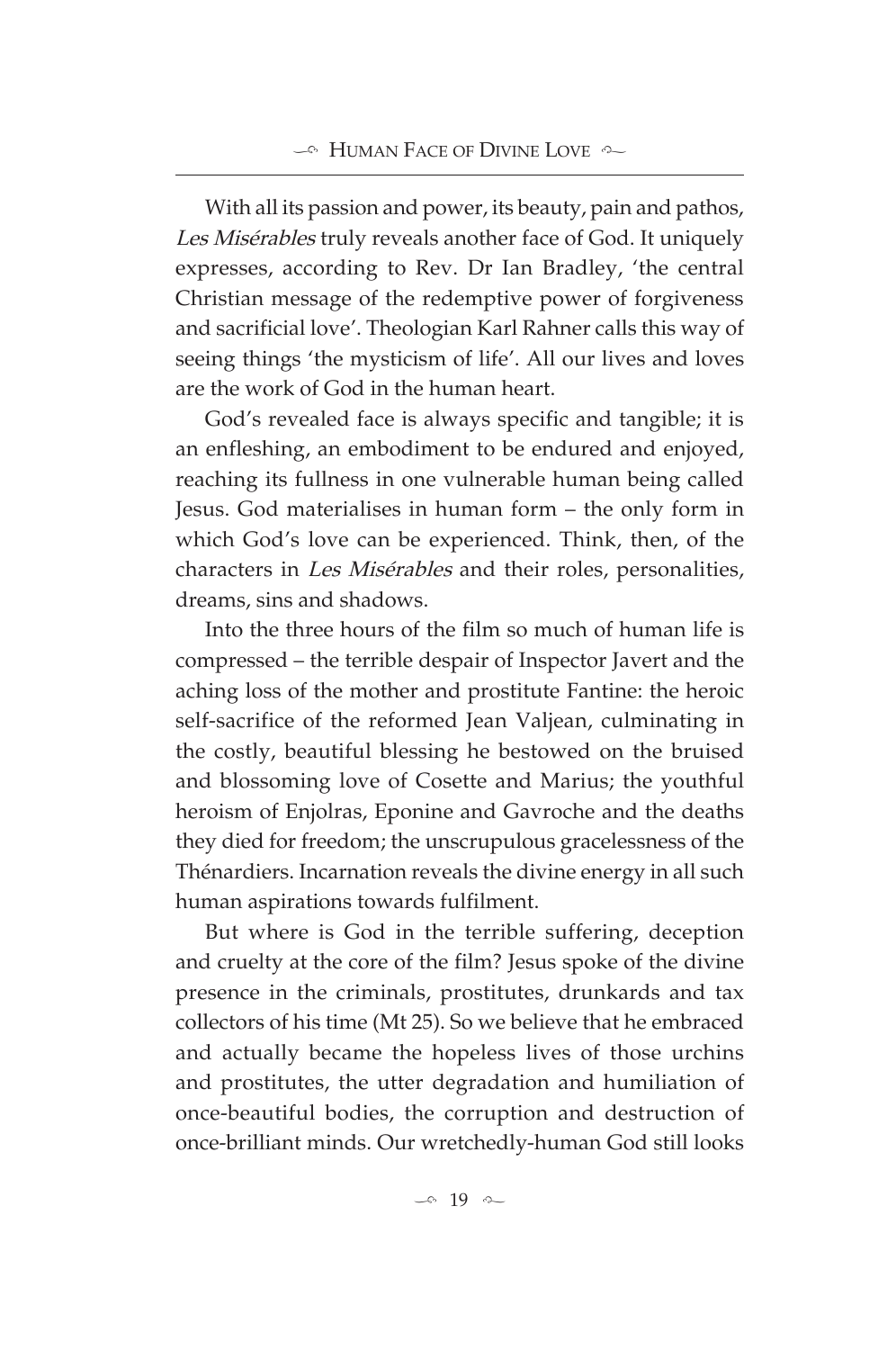With all its passion and power, its beauty, pain and pathos, *Les Misérables* truly reveals another face of God. It uniquely expresses, according to Rev. Dr Ian Bradley, 'the central Christian message of the redemptive power of forgiveness and sacrificial love'. Theologian Karl Rahner calls this way of seeing things 'the mysticism of life'. All our lives and loves are the work of God in the human heart.

God's revealed face is always specific and tangible; it is an enfleshing, an embodiment to be endured and enjoyed, reaching its fullness in one vulnerable human being called Jesus. God materialises in human form – the only form in which God's love can be experienced. Think, then, of the characters in *Les Misérables* and their roles, personalities, dreams, sins and shadows.

Into the three hours of the film so much of human life is compressed – the terrible despair of Inspector Javert and the aching loss of the mother and prostitute Fantine: the heroic self-sacrifice of the reformed Jean Valjean, culminating in the costly, beautiful blessing he bestowed on the bruised and blossoming love of Cosette and Marius; the youthful heroism of Enjolras, Eponine and Gavroche and the deaths they died for freedom; the unscrupulous gracelessness of the Thénardiers. Incarnation reveals the divine energy in all such human aspirations towards fulfilment.

But where is God in the terrible suffering, deception and cruelty at the core of the film? Jesus spoke of the divine presence in the criminals, prostitutes, drunkards and tax collectors of his time (Mt 25). So we believe that he embraced and actually became the hopeless lives of those urchins and prostitutes, the utter degradation and humiliation of once-beautiful bodies, the corruption and destruction of once-brilliant minds. Our wretchedly-human God still looks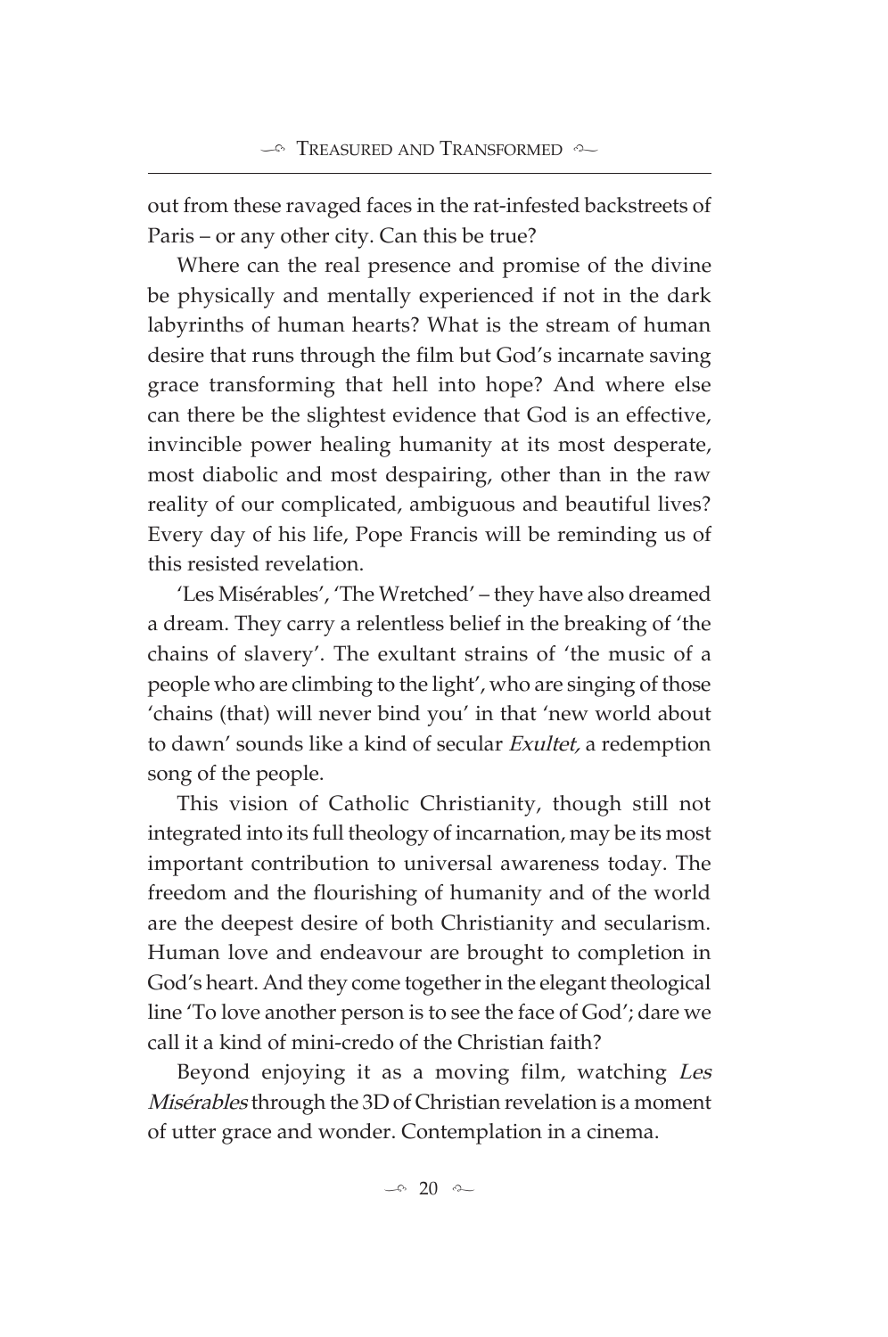out from these ravaged faces in the rat-infested backstreets of Paris – or any other city. Can this be true?

Where can the real presence and promise of the divine be physically and mentally experienced if not in the dark labyrinths of human hearts? What is the stream of human desire that runs through the film but God's incarnate saving grace transforming that hell into hope? And where else can there be the slightest evidence that God is an effective, invincible power healing humanity at its most desperate, most diabolic and most despairing, other than in the raw reality of our complicated, ambiguous and beautiful lives? Every day of his life, Pope Francis will be reminding us of this resisted revelation.

'Les Misérables', 'The Wretched' – they have also dreamed a dream. They carry a relentless belief in the breaking of 'the chains of slavery'. The exultant strains of 'the music of a people who are climbing to the light', who are singing of those 'chains (that) will never bind you' in that 'new world about to dawn' sounds like a kind of secular *Exultet,* a redemption song of the people.

This vision of Catholic Christianity, though still not integrated into its full theology of incarnation, may be its most important contribution to universal awareness today. The freedom and the flourishing of humanity and of the world are the deepest desire of both Christianity and secularism. Human love and endeavour are brought to completion in God's heart. And they come together in the elegant theological line 'To love another person is to see the face of God'; dare we call it a kind of mini-credo of the Christian faith?

Beyond enjoying it as a moving film, watching *Les Misérables* through the 3D of Christian revelation is a moment of utter grace and wonder. Contemplation in a cinema.